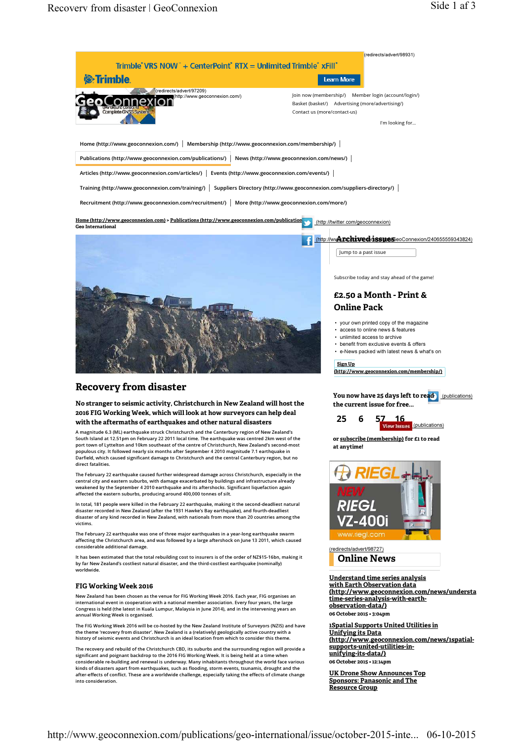(redirects/advert/98931)

Trimble VRS NOW + CenterPoint RTX = Unlimited Trimble xFill

Learn More

(redirects/advert/97209)
(http://www.geoconnexion.com/)

Join now (membership/) Member login (account/login/)
Basket (basket/) Advertising (more/advertising/)
Contact us (more/contact-us)

I'm looking for...

Home (http://www.geoconnexion.com/) | Membership (http://www.geoconnexion.com/membership/) |
Publications (http://www.geoconnexion.com/publications/) | News (http://www.geoconnexion.com/news/) |
Articles (http://www.geoconnexion.com/articles/) | Events (http://www.geoconnexion.com/events/) |
Training (http://www.geoconnexion.com/training/) | Suppliers Directory (http://www.geoconnexion.com/suppliers-directory/) |
Recruitment (http://www.geoconnexion.com/recruitment/) | More (http://www.geoconnexion.com/more/)

Home (http://www.geoconnexion.com) > Publications (http://www.geoconnexion.com/publication...
Geo International

# Recovery from disaster

**No stranger to seismic activity, Christchurch in New Zealand will host the 2016 FIG Working Week, which will look at how surveyors can help deal with the aftermaths of earthquakes and other natural disasters**

A magnitude 6.3 (ML) earthquake struck Christchurch and the Canterbury region of New Zealand's South Island at 12.51pm on February 22 2011 local time. The earthquake was centred 2km west of the port town of Lyttelton and 10km southeast of the centre of Christchurch, New Zealand's second-most populous city. It followed nearly six months after September 4 2010 magnitude 7.1 earthquake in Darfield, which caused significant damage to Christchurch and the central Canterbury region, but no direct fatalities.

The February 22 earthquake caused further widespread damage across Christchurch, especially in the central city and eastern suburbs, with damage exacerbated by buildings and infrastructure already weakened by the September 4 2010 earthquake and its aftershocks. Significant liquefaction again affected the eastern suburbs, producing around 400,000 tonnes of silt.

In total, 181 people were killed in the February 22 earthquake, making it the second-deadliest natural disaster recorded in New Zealand (after the 1931 Hawke's Bay earthquake), and fourth-deadliest disaster of any kind recorded in New Zealand, with nationals from more than 20 countries among the victims.

The February 22 earthquake was one of three major earthquakes in a year-long earthquake swarm affecting the Christchurch area, and was followed by a large aftershock on June 13 2011, which caused considerable additional damage.

It has been estimated that the total rebuilding cost to insurers is of the order of NZ$15-16bn, making it by far New Zealand's costliest natural disaster, and the third-costliest earthquake (nominally) worldwide.

## FIG Working Week 2016

New Zealand has been chosen as the venue for FIG Working Week 2016. Each year, FIG organises an international event in cooperation with a national member association. Every four years, the large Congress is held (the latest in Kuala Lumpur, Malaysia in June 2014), and in the intervening years an annual Working Week is organised.

The FIG Working Week 2016 will be co-hosted by the New Zealand Institute of Surveyors (NZIS) and have the theme 'recovery from disaster'. New Zealand is a (relatively) geologically active country with a history of seismic events and Christchurch is an ideal location from which to consider this theme.

The recovery and rebuild of the Christchurch CBD, its suburbs and the surrounding region will provide a significant and poignant backdrop to the 2016 FIG Working Week. It is being held at a time when considerable re-building and renewal is underway. Many inhabitants throughout the world face various kinds of disasters apart from earthquakes, such as flooding, storm events, tsunamis, drought and the after-effects of conflict. These are a worldwide challenge, especially taking the effects of climate change into consideration.

(http://twitter.com/geoconnexion)
(http://www...GeoConnexion/240655559343824)

## Archived issues

Jump to a past issue

Subscribe today and stay ahead of the game!

### £2.50 a Month - Print & Online Pack

- your own printed copy of the magazine
- access to online news & features
- unlimited access to archive
- benefit from exclusive events & offers
- e-News packed with latest news & what's on

Sign Up (http://www.geoconnexion.com/membership/)

**You now have 25 days left to read the current issue for free...** (publications)

25 6 57 16

View Issues (publications)

**or subscribe (membership) for £1 to read at anytime!**

(redirects/advert/98727)

## Online News

**Understand time series analysis with Earth Observation data (http://www.geoconnexion.com/news/understand-time-series-analysis-with-earth-observation-data/)**
06 October 2015 • 3:04pm

**1Spatial Supports United Utilities in Unifying its Data (http://www.geoconnexion.com/news/1spatial-supports-united-utilities-in-unifying-its-data/)**
06 October 2015 • 12:14pm

**UK Drone Show Announces Top Sponsors: Panasonic and The Resource Group**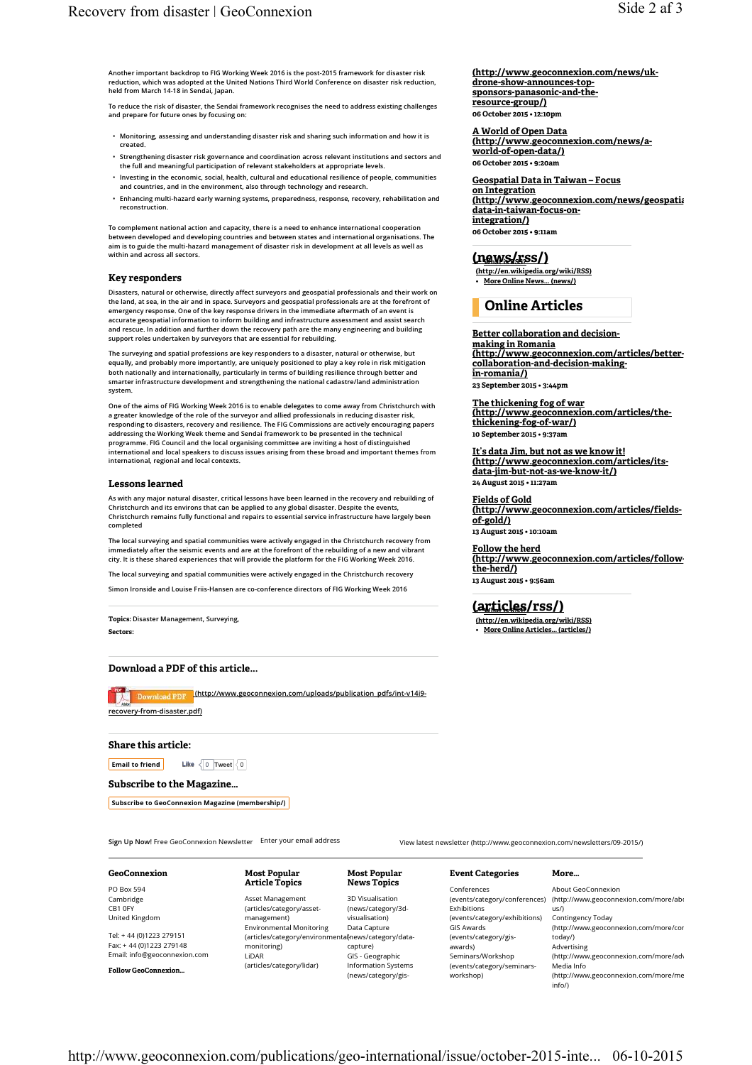Another important backdrop to FIG Working Week 2016 is the post-2015 framework for disaster risk reduction, which was adopted at the United Nations Third World Conference on disaster risk reduction, held from March 14-18 in Sendai, Japan.

To reduce the risk of disaster, the Sendai framework recognises the need to address existing challenges and prepare for future ones by focusing on:

- Monitoring, assessing and understanding disaster risk and sharing such information and how it is created.
- Strengthening disaster risk governance and coordination across relevant institutions and sectors and the full and meaningful participation of relevant stakeholders at appropriate levels.
- Investing in the economic, social, health, cultural and educational resilience of people, communities and countries, and in the environment, also through technology and research.
- Enhancing multi-hazard early warning systems, preparedness, response, recovery, rehabilitation and reconstruction.

To complement national action and capacity, there is a need to enhance international cooperation between developed and developing countries and between states and international organisations. The aim is to guide the multi-hazard management of disaster risk in development at all levels as well as within and across all sectors.

### Key responders

Disasters, natural or otherwise, directly affect surveyors and geospatial professionals and their work on the land, at sea, in the air and in space. Surveyors and geospatial professionals are at the forefront of emergency response. One of the key response drivers in the immediate aftermath of an event is accurate geospatial information to inform building and infrastructure assessment and assist search and rescue. In addition and further down the recovery path are the many engineering and building support roles undertaken by surveyors that are essential for rebuilding.

The surveying and spatial professions are key responders to a disaster, natural or otherwise, but equally, and probably more importantly, are uniquely positioned to play a key role in risk mitigation both nationally and internationally, particularly in terms of building resilience through better and smarter infrastructure development and strengthening the national cadastre/land administration system.

One of the aims of FIG Working Week 2016 is to enable delegates to come away from Christchurch with a greater knowledge of the role of the surveyor and allied professionals in reducing disaster risk, responding to disasters, recovery and resilience. The FIG Commissions are actively encouraging papers addressing the Working Week theme and Sendai framework to be presented in the technical programme. FIG Council and the local organising committee are inviting a host of distinguished international and local speakers to discuss issues arising from these broad and important themes from international, regional and local contexts.

### Lessons learned

As with any major natural disaster, critical lessons have been learned in the recovery and rebuilding of Christchurch and its environs that can be applied to any global disaster. Despite the events, Christchurch remains fully functional and repairs to essential service infrastructure have largely been completed

The local surveying and spatial communities were actively engaged in the Christchurch recovery from immediately after the seismic events and are at the forefront of the rebuilding of a new and vibrant city. It is these shared experiences that will provide the platform for the FIG Working Week 2016.

The local surveying and spatial communities were actively engaged in the Christchurch recovery

Simon Ironside and Louise Friis-Hansen are co-ference directors of FIG Working Week 2016

**Topics:** Disaster Management, Surveying,

**Sectors:**

### Download a PDF of this article...

Download PDF (http://www.geoconnexion.com/uploads/publication_pdfs/int-v14i9-recovery-from-disaster.pdf)

### Share this article:

Email to friend Like 0 Tweet 0

### Subscribe to the Magazine...

Subscribe to GeoConnexion Magazine (membership/)

**(http://www.geoconnexion.com/news/uk-drone-show-announces-top-sponsors-panasonic-and-the-resource-group/)**
**06 October 2015 • 12:10pm**

**A World of Open Data (http://www.geoconnexion.com/news/a-world-of-open-data/)**
**06 October 2015 • 9:20am**

**Geospatial Data in Taiwan – Focus on Integration (http://www.geoconnexion.com/news/geospatial-data-in-taiwan-focus-on-integration/)**
**06 October 2015 • 9:11am**

**(news/rss/)** What is RSS? (http://en.wikipedia.org/wiki/RSS)

- More Online News... (news/)

## Online Articles

**Better collaboration and decision-making in Romania (http://www.geoconnexion.com/articles/better-collaboration-and-decision-making-in-romania/)**
**23 September 2015 • 3:44pm**

**The thickening fog of war (http://www.geoconnexion.com/articles/the-thickening-fog-of-war/)**
**10 September 2015 • 9:37am**

**It's data Jim, but not as we know it! (http://www.geoconnexion.com/articles/its-data-jim-but-not-as-we-know-it/)**
**24 August 2015 • 11:27am**

**Fields of Gold (http://www.geoconnexion.com/articles/fields-of-gold/)**
**13 August 2015 • 10:10am**

**Follow the herd (http://www.geoconnexion.com/articles/follow-the-herd/)**
**13 August 2015 • 9:56am**

**(articles/rss/)** What is RSS? (http://en.wikipedia.org/wiki/RSS)

- More Online Articles... (articles/)

**Sign Up Now!** Free GeoConnexion Newsletter Enter your email address

View latest newsletter (http://www.geoconnexion.com/newsletters/09-2015/)

**GeoConnexion**

PO Box 594
Cambridge
CB1 0FY
United Kingdom

Tel: + 44 (0)1223 279151
Fax: + 44 (0)1223 279148
Email: info@geoconnexion.com

**Follow GeoConnexion...**

**Most Popular Article Topics**

Asset Management (articles/category/asset-management)
Environmental Monitoring (articles/category/environmental-monitoring)
LiDAR (articles/category/lidar)

**Most Popular News Topics**

3D Visualisation (news/category/3d-visualisation)
Data Capture (news/category/data-capture)
GIS - Geographic Information Systems (news/category/gis-

**Event Categories**

Conferences (events/category/conferences)
Exhibitions (events/category/exhibitions)
GIS Awards (events/category/gis-awards)
Seminars/Workshop (events/category/seminars-workshop)

**More...**

About GeoConnexion (http://www.geoconnexion.com/more/about-us/)
Contingency Today (http://www.geoconnexion.com/more/contingency-today/)
Advertising (http://www.geoconnexion.com/more/adv
Media Info (http://www.geoconnexion.com/more/media-info/)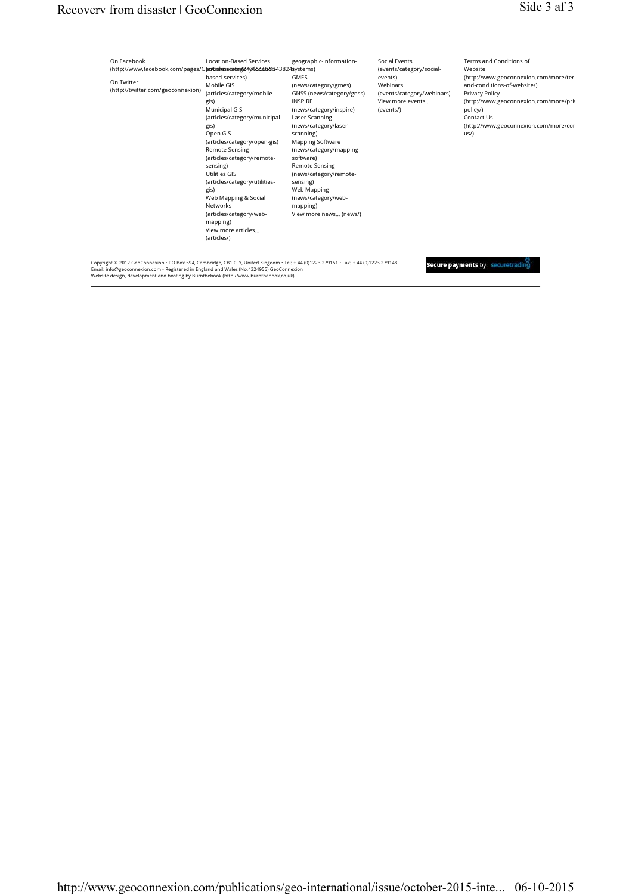On Facebook
(http://www.facebook.com/pages/GeoConnexion/349565859543824)

On Twitter
(http://twitter.com/geoconnexion)

Location-Based Services (articles/category/location-based-services)
Mobile GIS (articles/category/mobile-gis)
Municipal GIS (articles/category/municipal-gis)
Open GIS (articles/category/open-gis)
Remote Sensing (articles/category/remote-sensing)
Utilities GIS (articles/category/utilities-gis)
Web Mapping & Social Networks (articles/category/web-mapping)
View more articles... (articles/)

geographic-information-systems)
GMES (news/category/gmes)
GNSS (news/category/gnss)
INSPIRE (news/category/inspire)
Laser Scanning (news/category/laser-scanning)
Mapping Software (news/category/mapping-software)
Remote Sensing (news/category/remote-sensing)
Web Mapping (news/category/web-mapping)
View more news... (news/)

Social Events (events/category/social-events)
Webinars (events/category/webinars)
View more events... (events/)

Terms and Conditions of Website (http://www.geoconnexion.com/more/terms-and-conditions-of-website/)
Privacy Policy (http://www.geoconnexion.com/more/privacy-policy/)
Contact Us (http://www.geoconnexion.com/more/contact-us/)

Copyright © 2012 GeoConnexion • PO Box 594, Cambridge, CB1 0FY, United Kingdom • Tel: + 44 (0)1223 279151 • Fax: + 44 (0)1223 279148
Email: info@geoconnexion.com • Registered in England and Wales (No.4324955) GeoConnexion
Website design, development and hosting by Burnthebook (http://www.burnthebook.co.uk)

**Secure payments** by securetrading